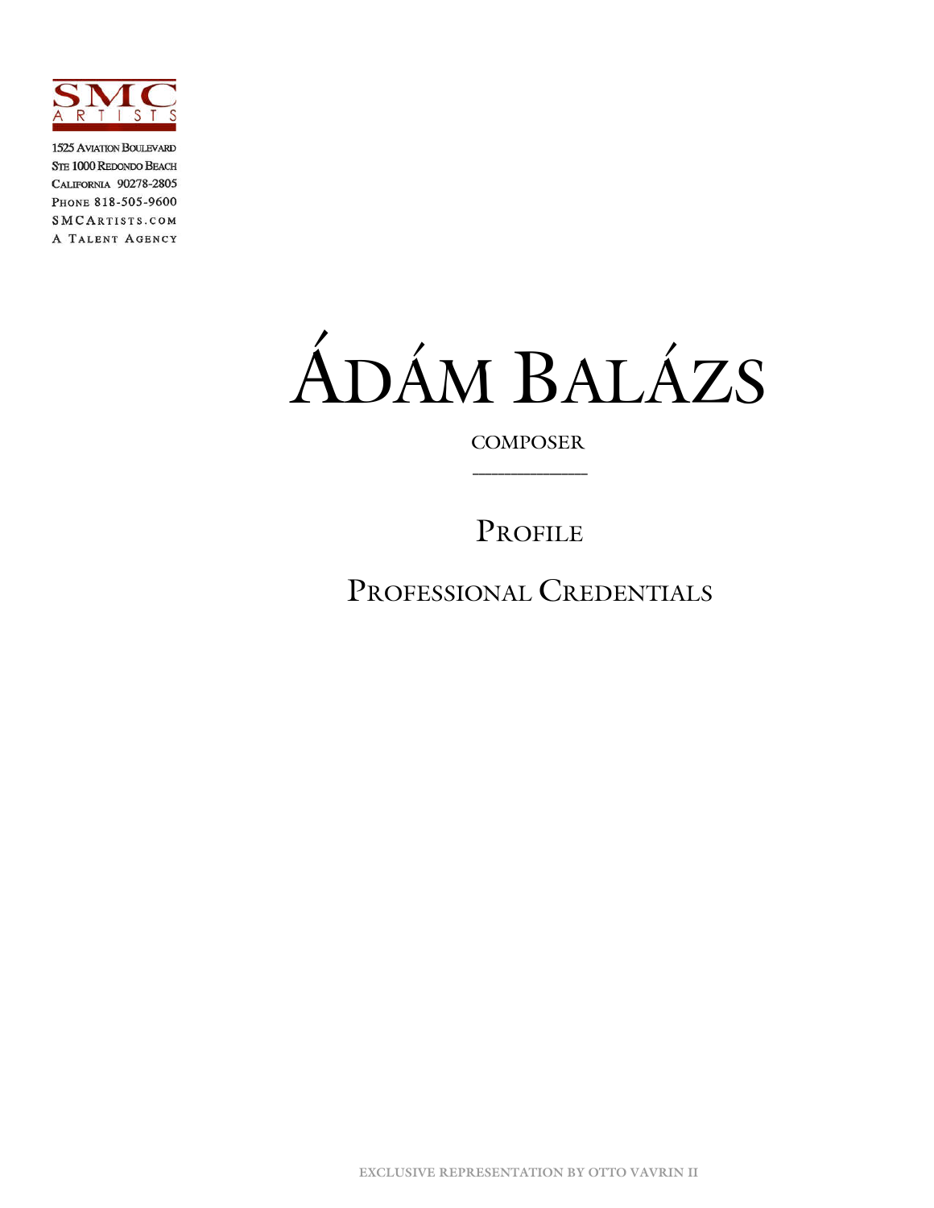SMC ARTISTS

1525 Aviation Boulevard
Ste 1000 Redondo Beach
California 90278-2805
Phone 818-505-9600
SMCArtists.com
A Talent Agency

# Ádám Balázs

COMPOSER

---

## Profile

## Professional Credentials

EXCLUSIVE REPRESENTATION BY OTTO VAVRIN II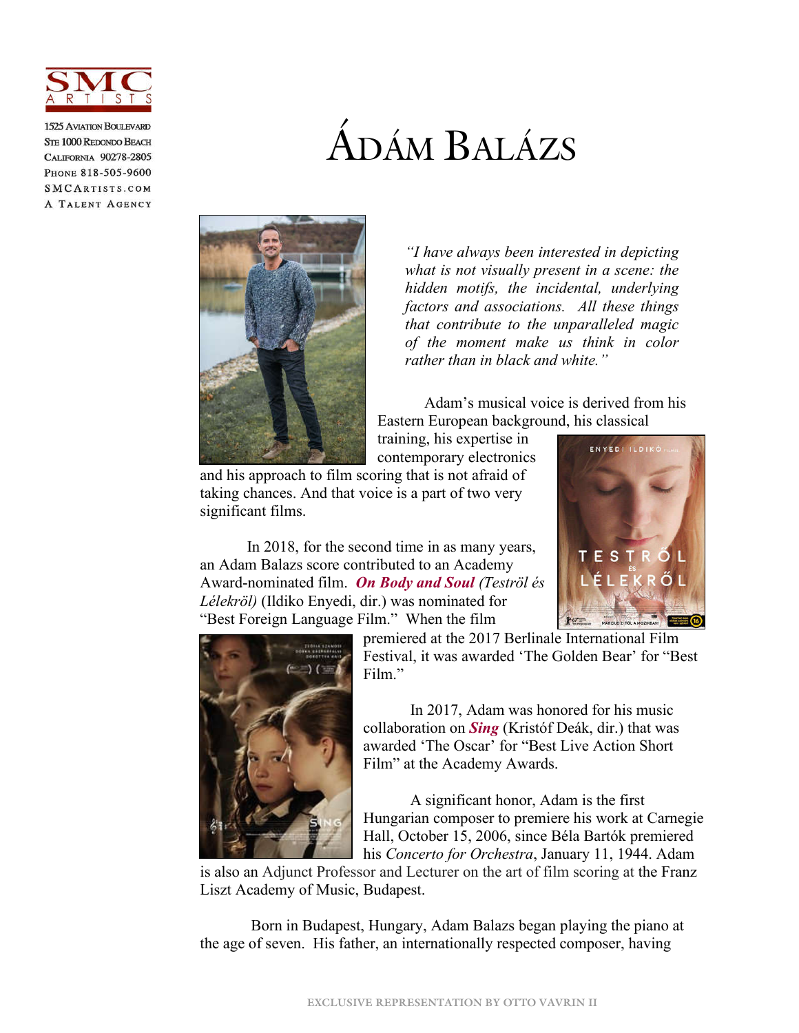SMC ARTISTS

1525 Aviation Boulevard
Ste 1000 Redondo Beach
California 90278-2805
Phone 818-505-9600
SMCArtists.com
A Talent Agency

# Ádám Balázs

*"I have always been interested in depicting what is not visually present in a scene: the hidden motifs, the incidental, underlying factors and associations. All these things that contribute to the unparalleled magic of the moment make us think in color rather than in black and white."*

Adam's musical voice is derived from his Eastern European background, his classical training, his expertise in contemporary electronics and his approach to film scoring that is not afraid of taking chances. And that voice is a part of two very significant films.

In 2018, for the second time in as many years, an Adam Balazs score contributed to an Academy Award-nominated film. ***On Body and Soul*** *(Teströl és Lélekröl)* (Ildiko Enyedi, dir.) was nominated for "Best Foreign Language Film." When the film premiered at the 2017 Berlinale International Film Festival, it was awarded 'The Golden Bear' for "Best Film."

In 2017, Adam was honored for his music collaboration on ***Sing*** (Kristóf Deák, dir.) that was awarded 'The Oscar' for "Best Live Action Short Film" at the Academy Awards.

A significant honor, Adam is the first Hungarian composer to premiere his work at Carnegie Hall, October 15, 2006, since Béla Bartók premiered his *Concerto for Orchestra*, January 11, 1944. Adam is also an Adjunct Professor and Lecturer on the art of film scoring at the Franz Liszt Academy of Music, Budapest.

Born in Budapest, Hungary, Adam Balazs began playing the piano at the age of seven. His father, an internationally respected composer, having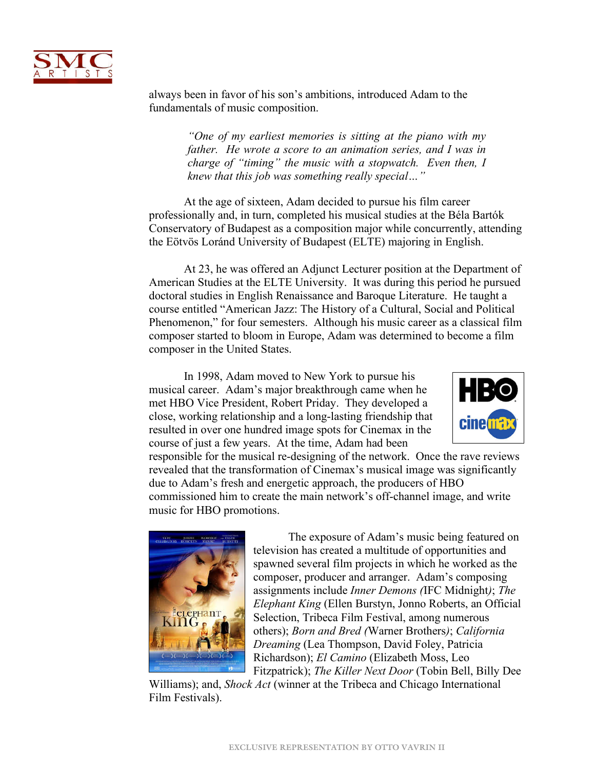always been in favor of his son's ambitions, introduced Adam to the fundamentals of music composition.

> *"One of my earliest memories is sitting at the piano with my father. He wrote a score to an animation series, and I was in charge of "timing" the music with a stopwatch. Even then, I knew that this job was something really special…"*

At the age of sixteen, Adam decided to pursue his film career professionally and, in turn, completed his musical studies at the Béla Bartók Conservatory of Budapest as a composition major while concurrently, attending the Eötvös Loránd University of Budapest (ELTE) majoring in English.

At 23, he was offered an Adjunct Lecturer position at the Department of American Studies at the ELTE University. It was during this period he pursued doctoral studies in English Renaissance and Baroque Literature. He taught a course entitled "American Jazz: The History of a Cultural, Social and Political Phenomenon," for four semesters. Although his music career as a classical film composer started to bloom in Europe, Adam was determined to become a film composer in the United States.

In 1998, Adam moved to New York to pursue his musical career. Adam's major breakthrough came when he met HBO Vice President, Robert Priday. They developed a close, working relationship and a long-lasting friendship that resulted in over one hundred image spots for Cinemax in the course of just a few years. At the time, Adam had been responsible for the musical re-designing of the network. Once the rave reviews revealed that the transformation of Cinemax's musical image was significantly due to Adam's fresh and energetic approach, the producers of HBO commissioned him to create the main network's off-channel image, and write music for HBO promotions.

The exposure of Adam's music being featured on television has created a multitude of opportunities and spawned several film projects in which he worked as the composer, producer and arranger. Adam's composing assignments include *Inner Demons (*IFC Midnight*)*; *The Elephant King* (Ellen Burstyn, Jonno Roberts, an Official Selection, Tribeca Film Festival, among numerous others); *Born and Bred (*Warner Brothers*)*; *California Dreaming* (Lea Thompson, David Foley, Patricia Richardson); *El Camino* (Elizabeth Moss, Leo Fitzpatrick); *The Killer Next Door* (Tobin Bell, Billy Dee Williams); and, *Shock Act* (winner at the Tribeca and Chicago International Film Festivals).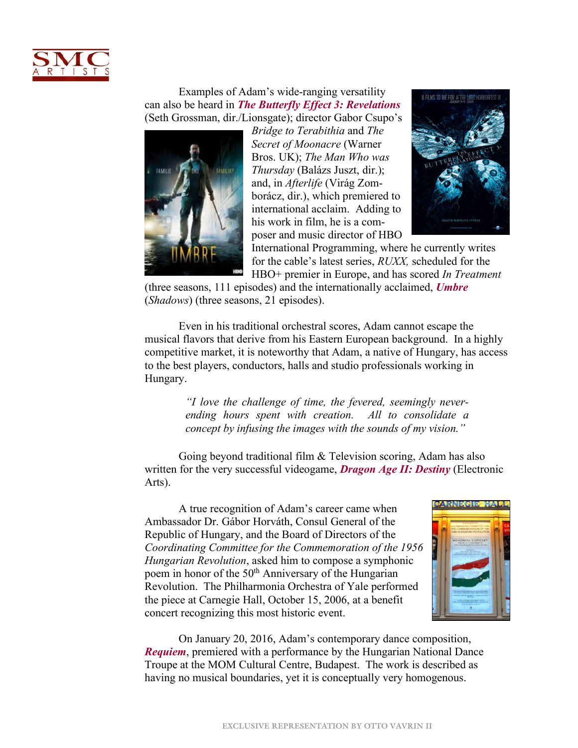Examples of Adam's wide-ranging versatility can also be heard in ***The Butterfly Effect 3: Revelations*** (Seth Grossman, dir./Lionsgate); director Gabor Csupo's *Bridge to Terabithia* and *The Secret of Moonacre* (Warner Bros. UK); *The Man Who was Thursday* (Balázs Juszt, dir.); and, in *Afterlife* (Virág Zomborácz, dir.), which premiered to international acclaim. Adding to his work in film, he is a composer and music director of HBO International Programming, where he currently writes for the cable's latest series, *RUXX,* scheduled for the HBO+ premier in Europe, and has scored *In Treatment* (three seasons, 111 episodes) and the internationally acclaimed, ***Umbre*** (*Shadows*) (three seasons, 21 episodes).

Even in his traditional orchestral scores, Adam cannot escape the musical flavors that derive from his Eastern European background. In a highly competitive market, it is noteworthy that Adam, a native of Hungary, has access to the best players, conductors, halls and studio professionals working in Hungary.

> *"I love the challenge of time, the fevered, seemingly never-ending hours spent with creation. All to consolidate a concept by infusing the images with the sounds of my vision."*

Going beyond traditional film & Television scoring, Adam has also written for the very successful videogame, ***Dragon Age II: Destiny*** (Electronic Arts).

A true recognition of Adam's career came when Ambassador Dr. Gábor Horváth, Consul General of the Republic of Hungary, and the Board of Directors of the *Coordinating Committee for the Commemoration of the 1956 Hungarian Revolution*, asked him to compose a symphonic poem in honor of the 50th Anniversary of the Hungarian Revolution. The Philharmonia Orchestra of Yale performed the piece at Carnegie Hall, October 15, 2006, at a benefit concert recognizing this most historic event.

On January 20, 2016, Adam's contemporary dance composition, ***Requiem***, premiered with a performance by the Hungarian National Dance Troupe at the MOM Cultural Centre, Budapest. The work is described as having no musical boundaries, yet it is conceptually very homogenous.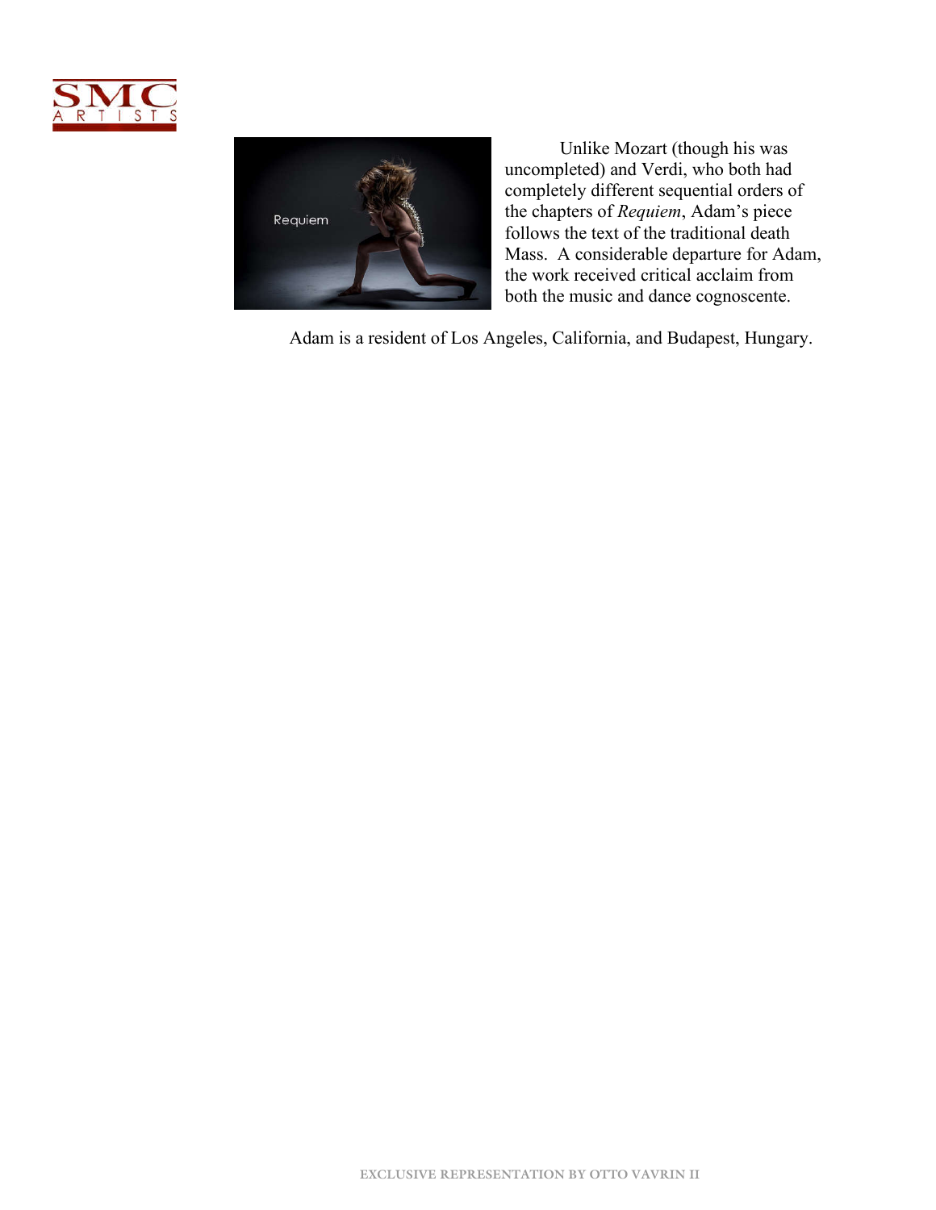Unlike Mozart (though his was uncompleted) and Verdi, who both had completely different sequential orders of the chapters of *Requiem*, Adam's piece follows the text of the traditional death Mass. A considerable departure for Adam, the work received critical acclaim from both the music and dance cognoscente.

Adam is a resident of Los Angeles, California, and Budapest, Hungary.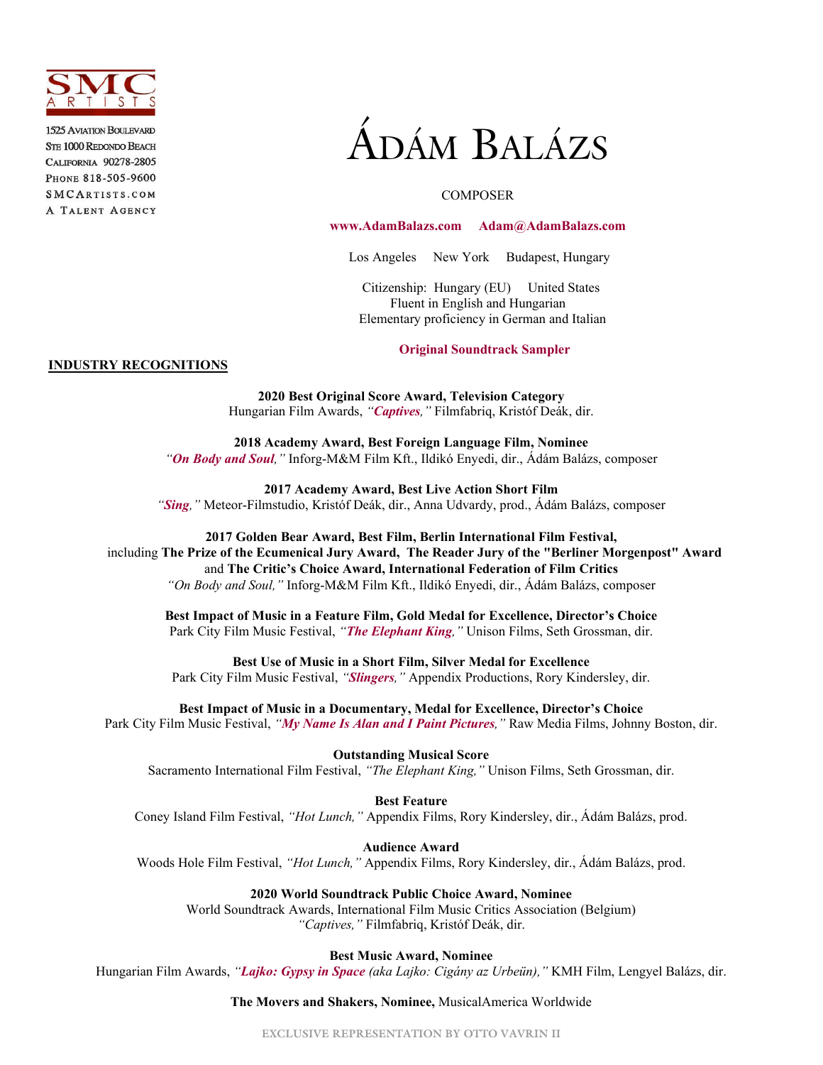SMC ARTISTS

1525 Aviation Boulevard
Ste 1000 Redondo Beach
California 90278-2805
Phone 818-505-9600
SMCArtists.com
A Talent Agency

# ÁDÁM BALÁZS

COMPOSER

**www.AdamBalazs.com** **Adam@AdamBalazs.com**

Los Angeles New York Budapest, Hungary

Citizenship: Hungary (EU) United States
Fluent in English and Hungarian
Elementary proficiency in German and Italian

**Original Soundtrack Sampler**

## INDUSTRY RECOGNITIONS

**2020 Best Original Score Award, Television Category**
Hungarian Film Awards, *"Captives,"* Filmfabriq, Kristóf Deák, dir.

**2018 Academy Award, Best Foreign Language Film, Nominee**
*"On Body and Soul,"* Inforg-M&M Film Kft., Ildikó Enyedi, dir., Ádám Balázs, composer

**2017 Academy Award, Best Live Action Short Film**
*"Sing,"* Meteor-Filmstudio, Kristóf Deák, dir., Anna Udvardy, prod., Ádám Balázs, composer

**2017 Golden Bear Award, Best Film, Berlin International Film Festival,**
including **The Prize of the Ecumenical Jury Award, The Reader Jury of the "Berliner Morgenpost" Award** and **The Critic's Choice Award, International Federation of Film Critics**
*"On Body and Soul,"* Inforg-M&M Film Kft., Ildikó Enyedi, dir., Ádám Balázs, composer

**Best Impact of Music in a Feature Film, Gold Medal for Excellence, Director's Choice**
Park City Film Music Festival, *"The Elephant King,"* Unison Films, Seth Grossman, dir.

**Best Use of Music in a Short Film, Silver Medal for Excellence**
Park City Film Music Festival, *"Slingers,"* Appendix Productions, Rory Kindersley, dir.

**Best Impact of Music in a Documentary, Medal for Excellence, Director's Choice**
Park City Film Music Festival, *"My Name Is Alan and I Paint Pictures,"* Raw Media Films, Johnny Boston, dir.

**Outstanding Musical Score**
Sacramento International Film Festival, *"The Elephant King,"* Unison Films, Seth Grossman, dir.

**Best Feature**
Coney Island Film Festival, *"Hot Lunch,"* Appendix Films, Rory Kindersley, dir., Ádám Balázs, prod.

**Audience Award**
Woods Hole Film Festival, *"Hot Lunch,"* Appendix Films, Rory Kindersley, dir., Ádám Balázs, prod.

**2020 World Soundtrack Public Choice Award, Nominee**
World Soundtrack Awards, International Film Music Critics Association (Belgium)
*"Captives,"* Filmfabriq, Kristóf Deák, dir.

**Best Music Award, Nominee**
Hungarian Film Awards, *"Lajko: Gypsy in Space (aka Lajko: Cigány az Urbeün),"* KMH Film, Lengyel Balázs, dir.

**The Movers and Shakers, Nominee,** MusicalAmerica Worldwide

EXCLUSIVE REPRESENTATION BY OTTO VAVRIN II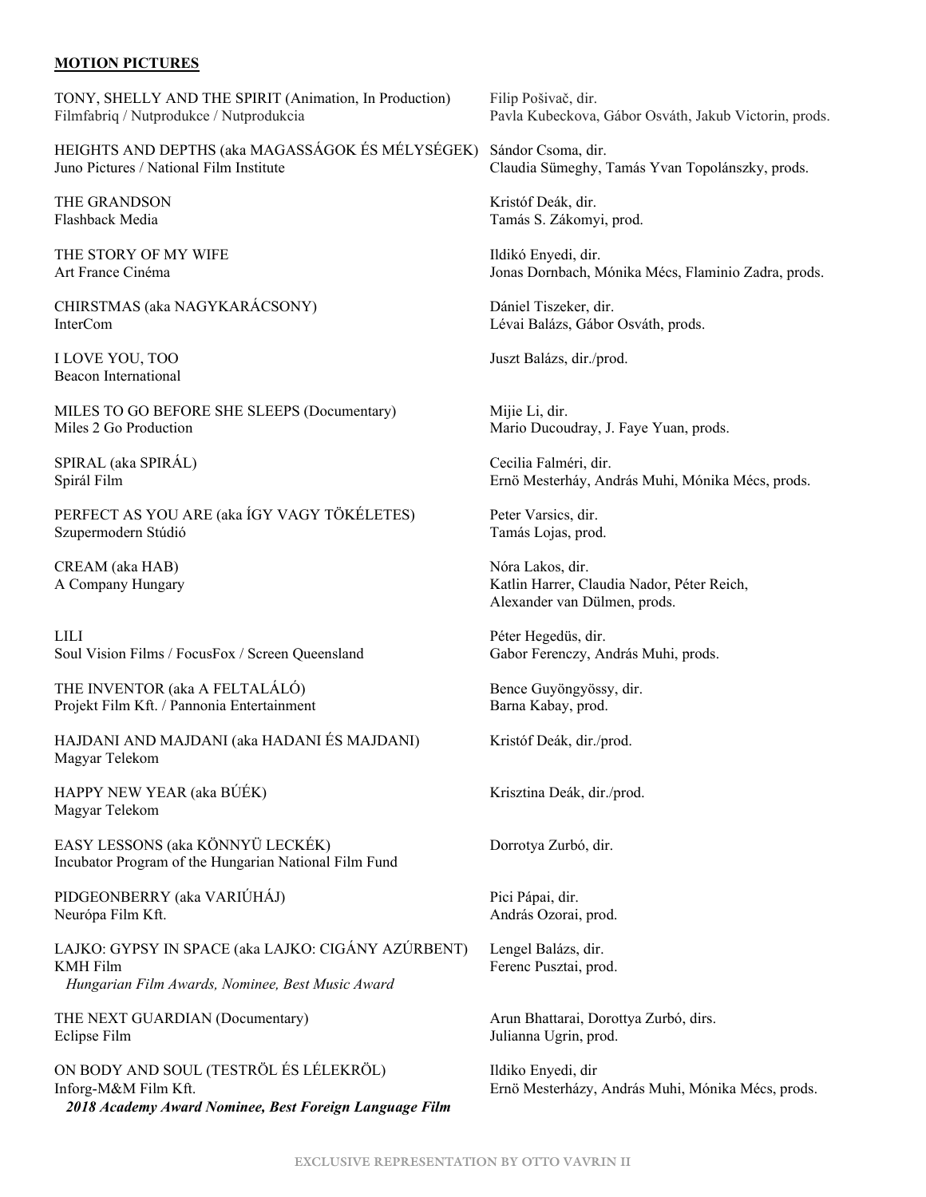**MOTION PICTURES**

TONY, SHELLY AND THE SPIRIT (Animation, In Production)
Filmfabriq / Nutprodukce / Nutprodukcia
Filip Pošivač, dir.
Pavla Kubeckova, Gábor Osváth, Jakub Victorin, prods.

HEIGHTS AND DEPTHS (aka MAGASSÁGOK ÉS MÉLYSÉGEK)
Juno Pictures / National Film Institute
Sándor Csoma, dir.
Claudia Sümeghy, Tamás Yvan Topolánszky, prods.

THE GRANDSON
Flashback Media
Kristóf Deák, dir.
Tamás S. Zákomyi, prod.

THE STORY OF MY WIFE
Art France Cinéma
Ildikó Enyedi, dir.
Jonas Dornbach, Mónika Mécs, Flaminio Zadra, prods.

CHIRSTMAS (aka NAGYKARÁCSONY)
InterCom
Dániel Tiszeker, dir.
Lévai Balázs, Gábor Osváth, prods.

I LOVE YOU, TOO
Beacon International
Juszt Balázs, dir./prod.

MILES TO GO BEFORE SHE SLEEPS (Documentary)
Miles 2 Go Production
Mijie Li, dir.
Mario Ducoudray, J. Faye Yuan, prods.

SPIRAL (aka SPIRÁL)
Spirál Film
Cecilia Falméri, dir.
Ernö Mesterháy, András Muhi, Mónika Mécs, prods.

PERFECT AS YOU ARE (aka ÍGY VAGY TÖKÉLETES)
Szupermodern Stúdió
Peter Varsics, dir.
Tamás Lojas, prod.

CREAM (aka HAB)
A Company Hungary
Nóra Lakos, dir.
Katlin Harrer, Claudia Nador, Péter Reich, Alexander van Dülmen, prods.

LILI
Soul Vision Films / FocusFox / Screen Queensland
Péter Hegedüs, dir.
Gabor Ferenczy, András Muhi, prods.

THE INVENTOR (aka A FELTALÁLÓ)
Projekt Film Kft. / Pannonia Entertainment
Bence Guyöngyössy, dir.
Barna Kabay, prod.

HAJDANI AND MAJDANI (aka HADANI ÉS MAJDANI)
Magyar Telekom
Kristóf Deák, dir./prod.

HAPPY NEW YEAR (aka BÚÉK)
Magyar Telekom
Krisztina Deák, dir./prod.

EASY LESSONS (aka KÖNNYÜ LECKÉK)
Incubator Program of the Hungarian National Film Fund
Dorrotya Zurbó, dir.

PIDGEONBERRY (aka VARIÚHÁJ)
Neurópa Film Kft.
Pici Pápai, dir.
András Ozorai, prod.

LAJKO: GYPSY IN SPACE (aka LAJKO: CIGÁNY AZÚRBENT)
KMH Film
*Hungarian Film Awards, Nominee, Best Music Award*
Lengel Balázs, dir.
Ferenc Pusztai, prod.

THE NEXT GUARDIAN (Documentary)
Eclipse Film
Arun Bhattarai, Dorottya Zurbó, dirs.
Julianna Ugrin, prod.

ON BODY AND SOUL (TESTRÖL ÉS LÉLEKRÖL)
Inforg-M&M Film Kft.
***2018 Academy Award Nominee, Best Foreign Language Film***
Ildiko Enyedi, dir
Ernö Mesterházy, András Muhi, Mónika Mécs, prods.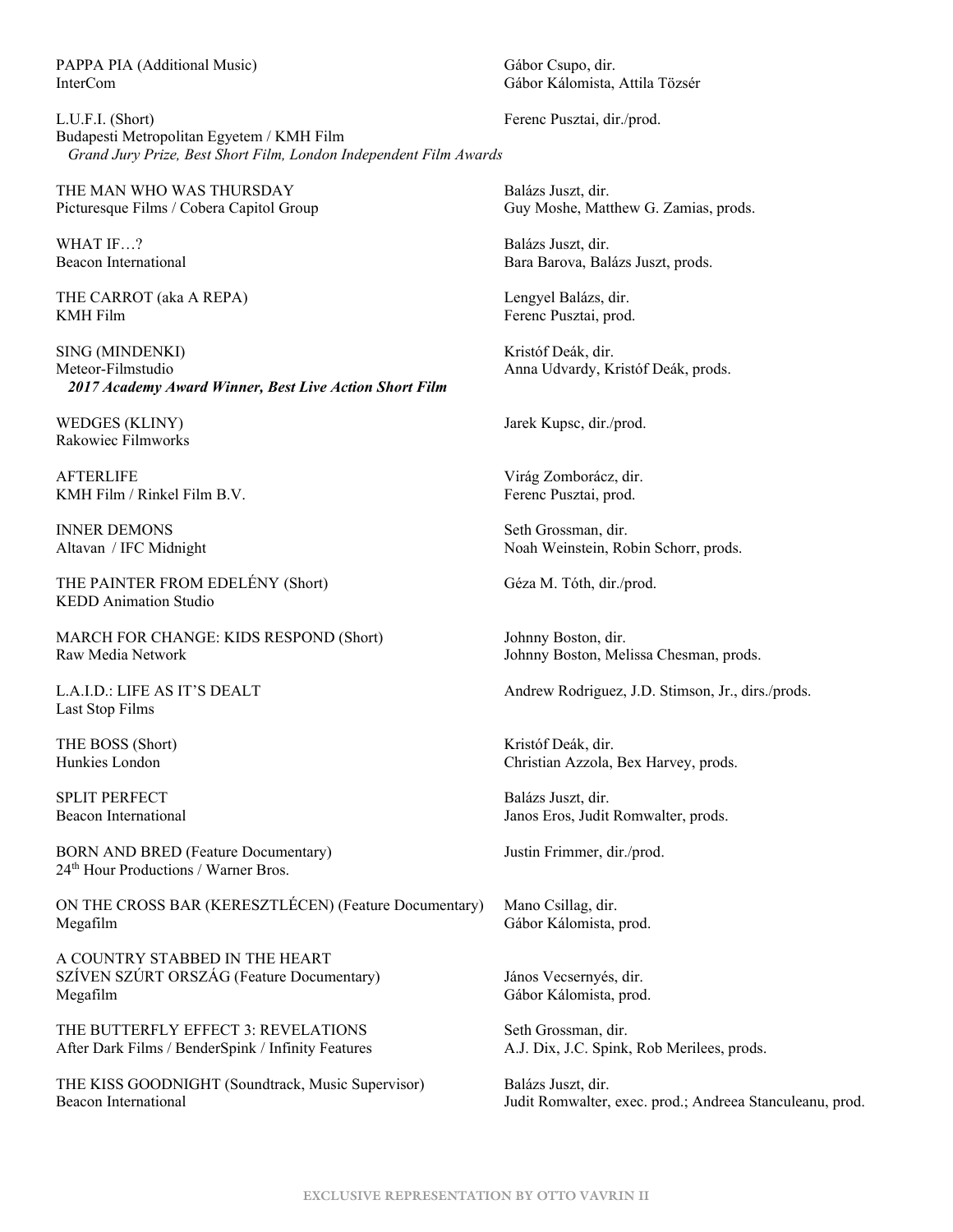PAPPA PIA (Additional Music)
InterCom
Gábor Csupo, dir.
Gábor Kálomista, Attila Tözsér

L.U.F.I. (Short)
Budapesti Metropolitan Egyetem / KMH Film
Ferenc Pusztai, dir./prod.
*Grand Jury Prize, Best Short Film, London Independent Film Awards*

THE MAN WHO WAS THURSDAY
Picturesque Films / Cobera Capitol Group
Balázs Juszt, dir.
Guy Moshe, Matthew G. Zamias, prods.

WHAT IF…?
Beacon International
Balázs Juszt, dir.
Bara Barova, Balázs Juszt, prods.

THE CARROT (aka A REPA)
KMH Film
Lengyel Balázs, dir.
Ferenc Pusztai, prod.

SING (MINDENKI)
Meteor-Filmstudio
Kristóf Deák, dir.
Anna Udvardy, Kristóf Deák, prods.
***2017 Academy Award Winner, Best Live Action Short Film***

WEDGES (KLINY)
Rakowiec Filmworks
Jarek Kupsc, dir./prod.

AFTERLIFE
KMH Film / Rinkel Film B.V.
Virág Zomborácz, dir.
Ferenc Pusztai, prod.

INNER DEMONS
Altavan / IFC Midnight
Seth Grossman, dir.
Noah Weinstein, Robin Schorr, prods.

THE PAINTER FROM EDELÉNY (Short)
KEDD Animation Studio
Géza M. Tóth, dir./prod.

MARCH FOR CHANGE: KIDS RESPOND (Short)
Raw Media Network
Johnny Boston, dir.
Johnny Boston, Melissa Chesman, prods.

L.A.I.D.: LIFE AS IT'S DEALT
Last Stop Films
Andrew Rodriguez, J.D. Stimson, Jr., dirs./prods.

THE BOSS (Short)
Hunkies London
Kristóf Deák, dir.
Christian Azzola, Bex Harvey, prods.

SPLIT PERFECT
Beacon International
Balázs Juszt, dir.
Janos Eros, Judit Romwalter, prods.

BORN AND BRED (Feature Documentary)
24th Hour Productions / Warner Bros.
Justin Frimmer, dir./prod.

ON THE CROSS BAR (KERESZTLÉCEN) (Feature Documentary)
Megafilm
Mano Csillag, dir.
Gábor Kálomista, prod.

A COUNTRY STABBED IN THE HEART
SZÍVEN SZÚRT ORSZÁG (Feature Documentary)
Megafilm
János Vecsernyés, dir.
Gábor Kálomista, prod.

THE BUTTERFLY EFFECT 3: REVELATIONS
After Dark Films / BenderSpink / Infinity Features
Seth Grossman, dir.
A.J. Dix, J.C. Spink, Rob Merilees, prods.

THE KISS GOODNIGHT (Soundtrack, Music Supervisor)
Beacon International
Balázs Juszt, dir.
Judit Romwalter, exec. prod.; Andreea Stanculeanu, prod.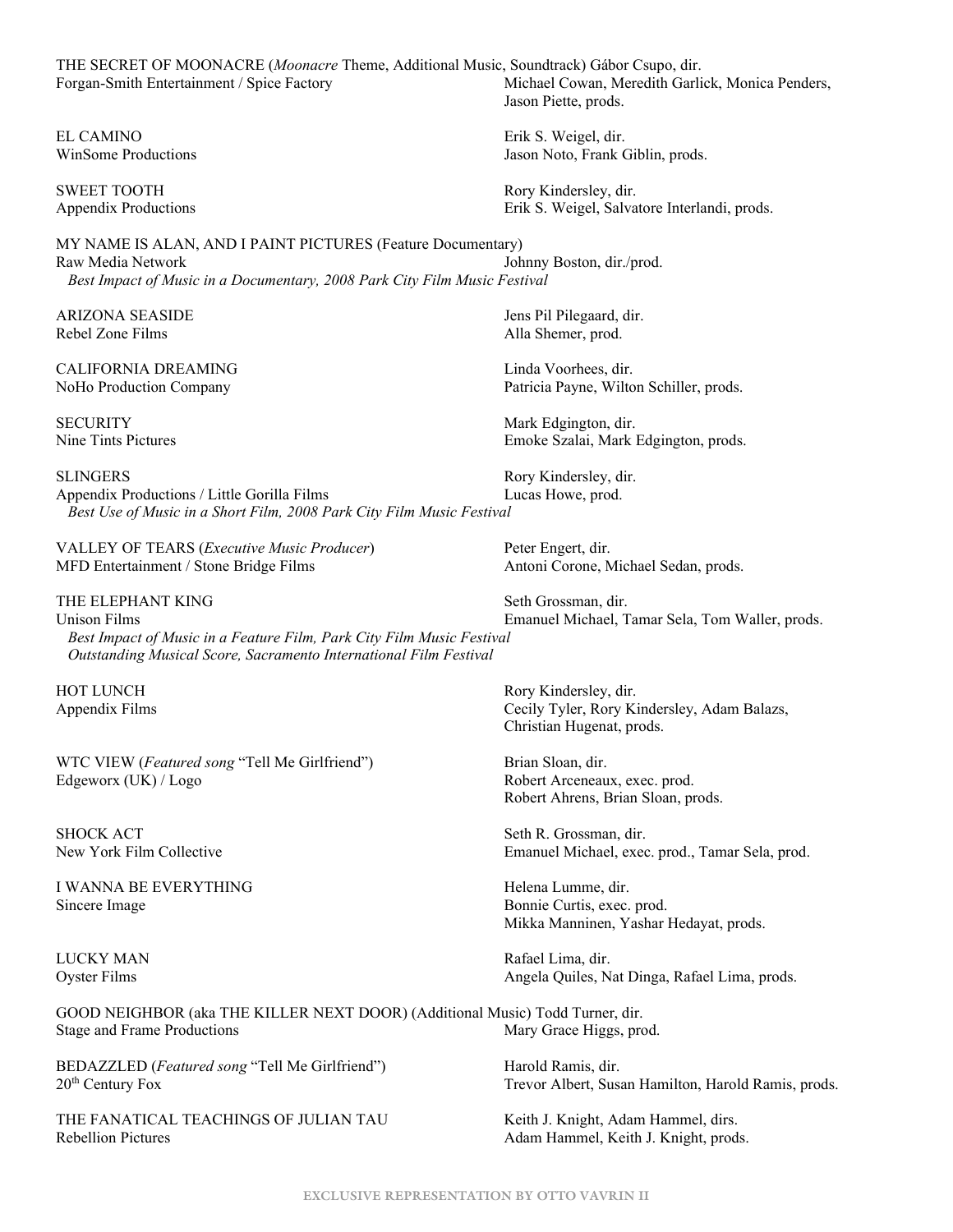THE SECRET OF MOONACRE (*Moonacre* Theme, Additional Music, Soundtrack) Gábor Csupo, dir.
Forgan-Smith Entertainment / Spice Factory — Michael Cowan, Meredith Garlick, Monica Penders, Jason Piette, prods.

EL CAMINO — Erik S. Weigel, dir.
WinSome Productions — Jason Noto, Frank Giblin, prods.

SWEET TOOTH — Rory Kindersley, dir.
Appendix Productions — Erik S. Weigel, Salvatore Interlandi, prods.

MY NAME IS ALAN, AND I PAINT PICTURES (Feature Documentary)
Raw Media Network — Johnny Boston, dir./prod.
*Best Impact of Music in a Documentary, 2008 Park City Film Music Festival*

ARIZONA SEASIDE — Jens Pil Pilegaard, dir.
Rebel Zone Films — Alla Shemer, prod.

CALIFORNIA DREAMING — Linda Voorhees, dir.
NoHo Production Company — Patricia Payne, Wilton Schiller, prods.

SECURITY — Mark Edgington, dir.
Nine Tints Pictures — Emoke Szalai, Mark Edgington, prods.

SLINGERS — Rory Kindersley, dir.
Appendix Productions / Little Gorilla Films — Lucas Howe, prod.
*Best Use of Music in a Short Film, 2008 Park City Film Music Festival*

VALLEY OF TEARS (*Executive Music Producer*) — Peter Engert, dir.
MFD Entertainment / Stone Bridge Films — Antoni Corone, Michael Sedan, prods.

THE ELEPHANT KING — Seth Grossman, dir.
Unison Films — Emanuel Michael, Tamar Sela, Tom Waller, prods.
*Best Impact of Music in a Feature Film, Park City Film Music Festival*
*Outstanding Musical Score, Sacramento International Film Festival*

HOT LUNCH — Rory Kindersley, dir.
Appendix Films — Cecily Tyler, Rory Kindersley, Adam Balazs, Christian Hugenat, prods.

WTC VIEW (*Featured song* "Tell Me Girlfriend") — Brian Sloan, dir.
Edgeworx (UK) / Logo — Robert Arceneaux, exec. prod.; Robert Ahrens, Brian Sloan, prods.

SHOCK ACT — Seth R. Grossman, dir.
New York Film Collective — Emanuel Michael, exec. prod., Tamar Sela, prod.

I WANNA BE EVERYTHING — Helena Lumme, dir.
Sincere Image — Bonnie Curtis, exec. prod.; Mikka Manninen, Yashar Hedayat, prods.

LUCKY MAN — Rafael Lima, dir.
Oyster Films — Angela Quiles, Nat Dinga, Rafael Lima, prods.

GOOD NEIGHBOR (aka THE KILLER NEXT DOOR) (Additional Music) Todd Turner, dir.
Stage and Frame Productions — Mary Grace Higgs, prod.

BEDAZZLED (*Featured song* "Tell Me Girlfriend") — Harold Ramis, dir.
20th Century Fox — Trevor Albert, Susan Hamilton, Harold Ramis, prods.

THE FANATICAL TEACHINGS OF JULIAN TAU — Keith J. Knight, Adam Hammel, dirs.
Rebellion Pictures — Adam Hammel, Keith J. Knight, prods.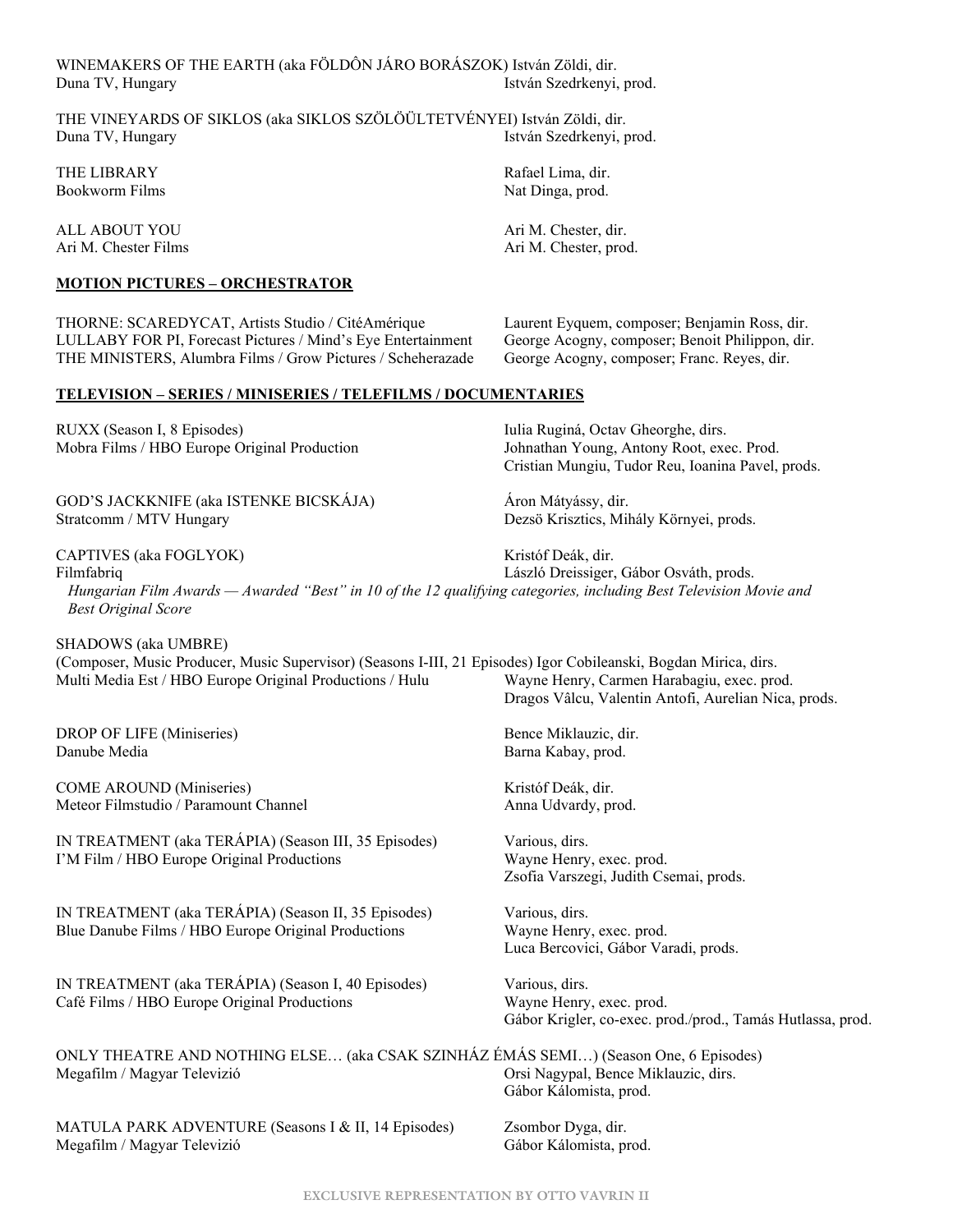WINEMAKERS OF THE EARTH (aka FÖLDÔN JÁRO BORÁSZOK) István Zöldi, dir.
Duna TV, Hungary — István Szedrkenyi, prod.

THE VINEYARDS OF SIKLOS (aka SIKLOS SZÖLÖÜLTETVÉNYEI) István Zöldi, dir.
Duna TV, Hungary — István Szedrkenyi, prod.

THE LIBRARY — Rafael Lima, dir.
Bookworm Films — Nat Dinga, prod.

ALL ABOUT YOU — Ari M. Chester, dir.
Ari M. Chester Films — Ari M. Chester, prod.

## MOTION PICTURES – ORCHESTRATOR

THORNE: SCAREDYCAT, Artists Studio / CitéAmérique — Laurent Eyquem, composer; Benjamin Ross, dir.
LULLABY FOR PI, Forecast Pictures / Mind's Eye Entertainment — George Acogny, composer; Benoit Philippon, dir.
THE MINISTERS, Alumbra Films / Grow Pictures / Scheherazade — George Acogny, composer; Franc. Reyes, dir.

## TELEVISION – SERIES / MINISERIES / TELEFILMS / DOCUMENTARIES

RUXX (Season I, 8 Episodes) — Iulia Ruginá, Octav Gheorghe, dirs.
Mobra Films / HBO Europe Original Production — Johnathan Young, Antony Root, exec. Prod.
Cristian Mungiu, Tudor Reu, Ioanina Pavel, prods.

GOD'S JACKKNIFE (aka ISTENKE BICSKÁJA) — Áron Mátyássy, dir.
Stratcomm / MTV Hungary — Dezsö Krisztics, Mihály Környei, prods.

CAPTIVES (aka FOGLYOK) — Kristóf Deák, dir.
Filmfabriq — László Dreissiger, Gábor Osváth, prods.
*Hungarian Film Awards — Awarded "Best" in 10 of the 12 qualifying categories, including Best Television Movie and Best Original Score*

SHADOWS (aka UMBRE)
(Composer, Music Producer, Music Supervisor) (Seasons I-III, 21 Episodes) Igor Cobileanski, Bogdan Mirica, dirs.
Multi Media Est / HBO Europe Original Productions / Hulu — Wayne Henry, Carmen Harabagiu, exec. prod.
Dragos Vâlcu, Valentin Antofi, Aurelian Nica, prods.

DROP OF LIFE (Miniseries) — Bence Miklauzic, dir.
Danube Media — Barna Kabay, prod.

COME AROUND (Miniseries) — Kristóf Deák, dir.
Meteor Filmstudio / Paramount Channel — Anna Udvardy, prod.

IN TREATMENT (aka TERÁPIA) (Season III, 35 Episodes) — Various, dirs.
I'M Film / HBO Europe Original Productions — Wayne Henry, exec. prod.
Zsofia Varszegi, Judith Csemai, prods.

IN TREATMENT (aka TERÁPIA) (Season II, 35 Episodes) — Various, dirs.
Blue Danube Films / HBO Europe Original Productions — Wayne Henry, exec. prod.
Luca Bercovici, Gábor Varadi, prods.

IN TREATMENT (aka TERÁPIA) (Season I, 40 Episodes) — Various, dirs.
Café Films / HBO Europe Original Productions — Wayne Henry, exec. prod.
Gábor Krigler, co-exec. prod./prod., Tamás Hutlassa, prod.

ONLY THEATRE AND NOTHING ELSE… (aka CSAK SZINHÁZ ÉMÁS SEMI…) (Season One, 6 Episodes)
Megafilm / Magyar Televizió — Orsi Nagypal, Bence Miklauzic, dirs.
Gábor Kálomista, prod.

MATULA PARK ADVENTURE (Seasons I & II, 14 Episodes) — Zsombor Dyga, dir.
Megafilm / Magyar Televizió — Gábor Kálomista, prod.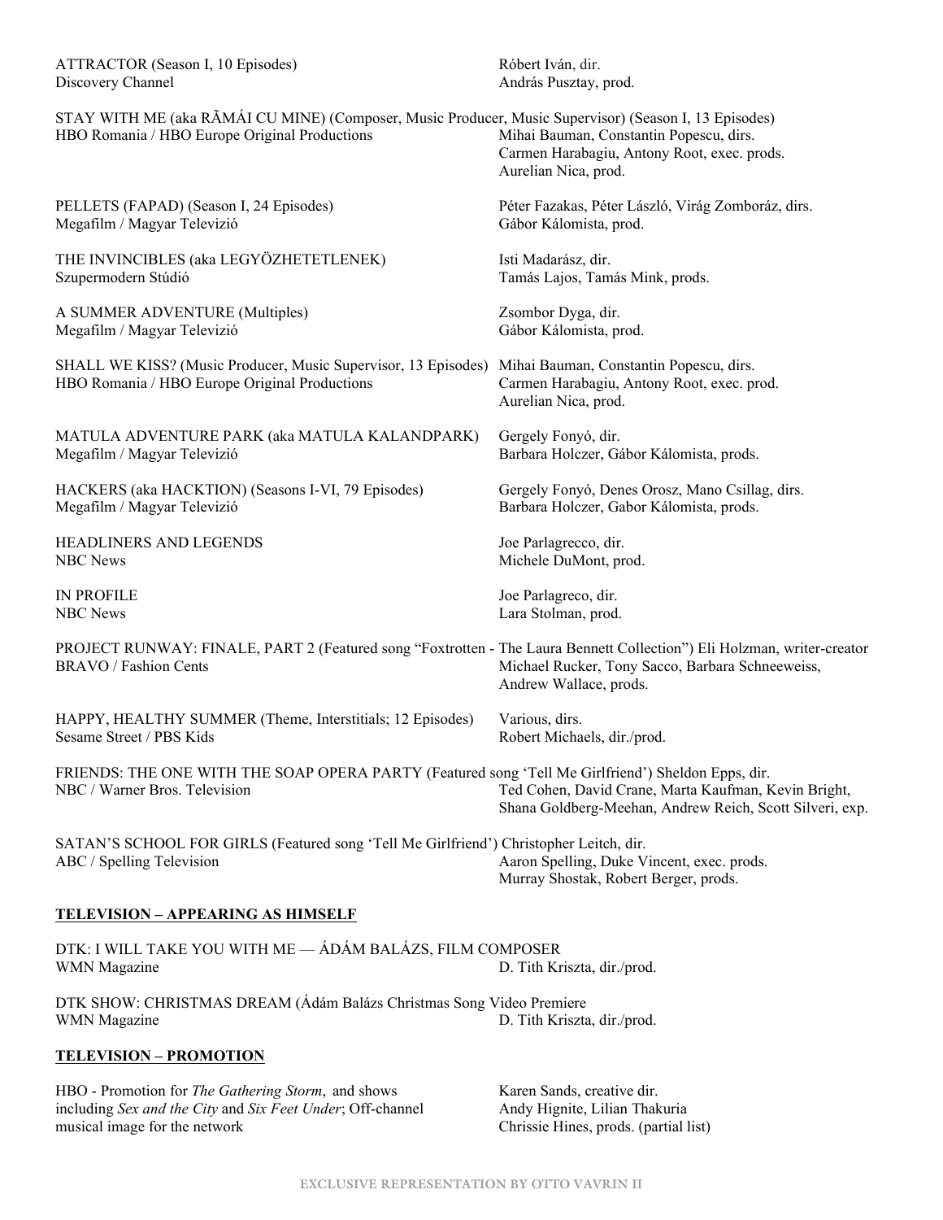ATTRACTOR (Season I, 10 Episodes)
Discovery Channel
Róbert Iván, dir.
András Pusztay, prod.

STAY WITH ME (aka RĂMÂI CU MINE) (Composer, Music Producer, Music Supervisor) (Season I, 13 Episodes)
HBO Romania / HBO Europe Original Productions
Mihai Bauman, Constantin Popescu, dirs.
Carmen Harabagiu, Antony Root, exec. prods.
Aurelian Nica, prod.

PELLETS (FAPAD) (Season I, 24 Episodes)
Megafilm / Magyar Televizió
Péter Fazakas, Péter László, Virág Zomboráz, dirs.
Gábor Kálomista, prod.

THE INVINCIBLES (aka LEGYÖZHETETLENEK)
Szupermodern Stúdió
Isti Madarász, dir.
Tamás Lajos, Tamás Mink, prods.

A SUMMER ADVENTURE (Multiples)
Megafilm / Magyar Televizió
Zsombor Dyga, dir.
Gábor Kálomista, prod.

SHALL WE KISS? (Music Producer, Music Supervisor, 13 Episodes)
HBO Romania / HBO Europe Original Productions
Mihai Bauman, Constantin Popescu, dirs.
Carmen Harabagiu, Antony Root, exec. prod.
Aurelian Nica, prod.

MATULA ADVENTURE PARK (aka MATULA KALANDPARK)
Megafilm / Magyar Televizió
Gergely Fonyó, dir.
Barbara Holczer, Gábor Kálomista, prods.

HACKERS (aka HACKTION) (Seasons I-VI, 79 Episodes)
Megafilm / Magyar Televizió
Gergely Fonyó, Denes Orosz, Mano Csillag, dirs.
Barbara Holczer, Gabor Kálomista, prods.

HEADLINERS AND LEGENDS
NBC News
Joe Parlagrecco, dir.
Michele DuMont, prod.

IN PROFILE
NBC News
Joe Parlagreco, dir.
Lara Stolman, prod.

PROJECT RUNWAY: FINALE, PART 2 (Featured song "Foxtrotten - The Laura Bennett Collection") Eli Holzman, writer-creator
BRAVO / Fashion Cents
Michael Rucker, Tony Sacco, Barbara Schneeweiss, Andrew Wallace, prods.

HAPPY, HEALTHY SUMMER (Theme, Interstitials; 12 Episodes)
Sesame Street / PBS Kids
Various, dirs.
Robert Michaels, dir./prod.

FRIENDS: THE ONE WITH THE SOAP OPERA PARTY (Featured song 'Tell Me Girlfriend') Sheldon Epps, dir.
NBC / Warner Bros. Television
Ted Cohen, David Crane, Marta Kaufman, Kevin Bright, Shana Goldberg-Meehan, Andrew Reich, Scott Silveri, exp.

SATAN'S SCHOOL FOR GIRLS (Featured song 'Tell Me Girlfriend') Christopher Leitch, dir.
ABC / Spelling Television
Aaron Spelling, Duke Vincent, exec. prods.
Murray Shostak, Robert Berger, prods.

## TELEVISION – APPEARING AS HIMSELF

DTK: I WILL TAKE YOU WITH ME — ÁDÁM BALÁZS, FILM COMPOSER
WMN Magazine
D. Tith Kriszta, dir./prod.

DTK SHOW: CHRISTMAS DREAM (Ádám Balázs Christmas Song Video Premiere
WMN Magazine
D. Tith Kriszta, dir./prod.

## TELEVISION – PROMOTION

HBO - Promotion for *The Gathering Storm*, and shows including *Sex and the City* and *Six Feet Under*; Off-channel musical image for the network
Karen Sands, creative dir.
Andy Hignite, Lilian Thakuria
Chrissie Hines, prods. (partial list)

EXCLUSIVE REPRESENTATION BY OTTO VAVRIN II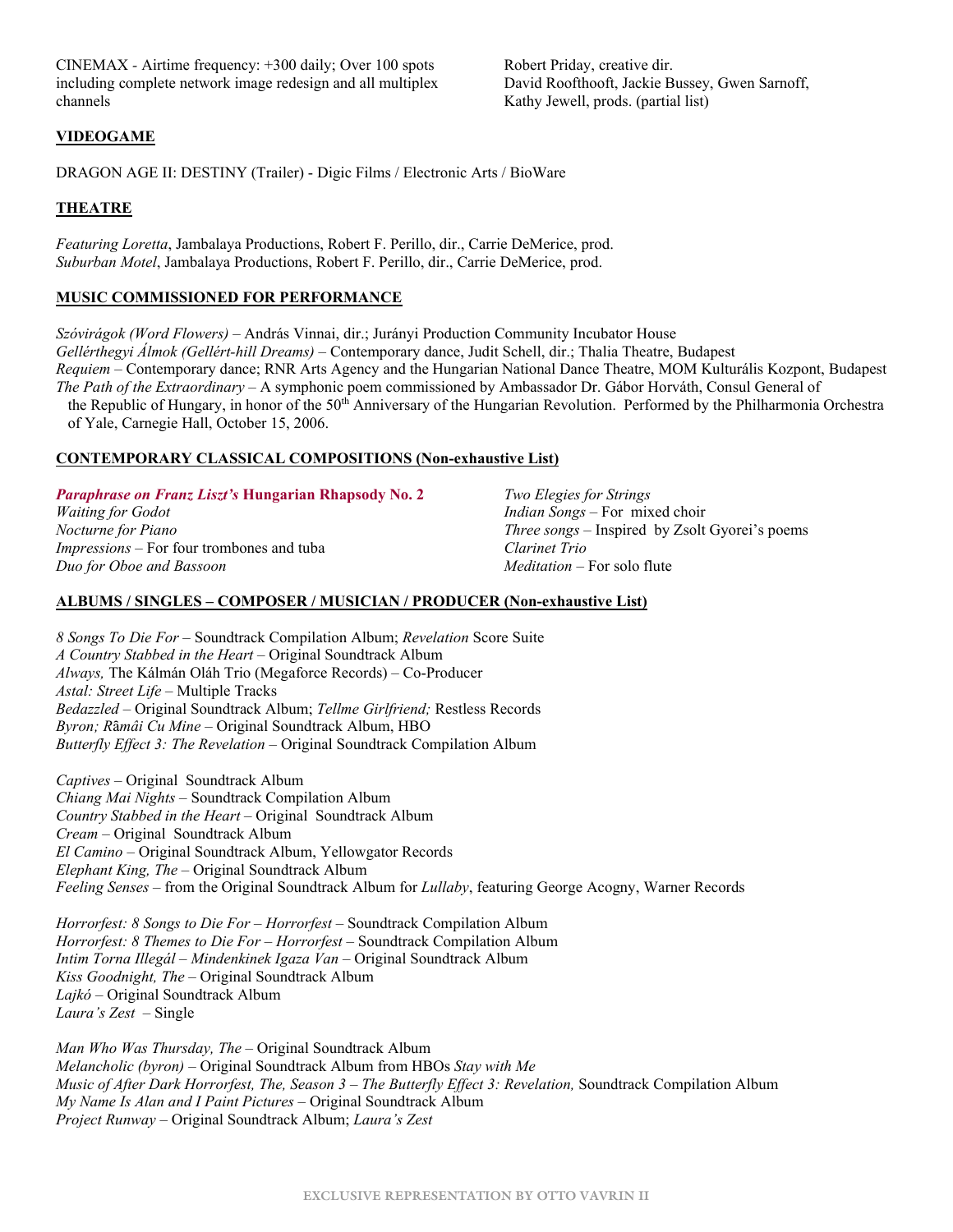CINEMAX - Airtime frequency: +300 daily; Over 100 spots including complete network image redesign and all multiplex channels

Robert Priday, creative dir.
David Roofthooft, Jackie Bussey, Gwen Sarnoff, Kathy Jewell, prods. (partial list)

## VIDEOGAME

DRAGON AGE II: DESTINY (Trailer) - Digic Films / Electronic Arts / BioWare

## THEATRE

*Featuring Loretta*, Jambalaya Productions, Robert F. Perillo, dir., Carrie DeMerice, prod.
*Suburban Motel*, Jambalaya Productions, Robert F. Perillo, dir., Carrie DeMerice, prod.

## MUSIC COMMISSIONED FOR PERFORMANCE

*Szóvirágok (Word Flowers)* – András Vinnai, dir.; Jurányi Production Community Incubator House
*Gellérthegyi Álmok (Gellért-hill Dreams)* – Contemporary dance, Judit Schell, dir.; Thalia Theatre, Budapest
*Requiem* – Contemporary dance; RNR Arts Agency and the Hungarian National Dance Theatre, MOM Kulturális Kozpont, Budapest
*The Path of the Extraordinary* – A symphonic poem commissioned by Ambassador Dr. Gábor Horváth, Consul General of the Republic of Hungary, in honor of the 50th Anniversary of the Hungarian Revolution. Performed by the Philharmonia Orchestra of Yale, Carnegie Hall, October 15, 2006.

## CONTEMPORARY CLASSICAL COMPOSITIONS (Non-exhaustive List)

***Paraphrase on Franz Liszt's* Hungarian Rhapsody No. 2**
*Waiting for Godot*
*Nocturne for Piano*
*Impressions* – For four trombones and tuba
*Duo for Oboe and Bassoon*
*Two Elegies for Strings*
*Indian Songs* – For mixed choir
*Three songs* – Inspired by Zsolt Gyorei's poems
*Clarinet Trio*
*Meditation* – For solo flute

## ALBUMS / SINGLES – COMPOSER / MUSICIAN / PRODUCER (Non-exhaustive List)

*8 Songs To Die For* – Soundtrack Compilation Album; *Revelation* Score Suite
*A Country Stabbed in the Heart* – Original Soundtrack Album
*Always,* The Kálmán Oláh Trio (Megaforce Records) – Co-Producer
*Astal: Street Life* – Multiple Tracks
*Bedazzled* – Original Soundtrack Album; *Tellme Girlfriend;* Restless Records
*Byron; Rȃmâi Cu Mine* – Original Soundtrack Album, HBO
*Butterfly Effect 3: The Revelation* – Original Soundtrack Compilation Album

*Captives* – Original Soundtrack Album
*Chiang Mai Nights* – Soundtrack Compilation Album
*Country Stabbed in the Heart* – Original Soundtrack Album
*Cream* – Original Soundtrack Album
*El Camino* – Original Soundtrack Album, Yellowgator Records
*Elephant King, The* – Original Soundtrack Album
*Feeling Senses* – from the Original Soundtrack Album for *Lullaby*, featuring George Acogny, Warner Records

*Horrorfest: 8 Songs to Die For – Horrorfest* – Soundtrack Compilation Album
*Horrorfest: 8 Themes to Die For – Horrorfest* – Soundtrack Compilation Album
*Intim Torna Illegál – Mindenkinek Igaza Van* – Original Soundtrack Album
*Kiss Goodnight, The* – Original Soundtrack Album
*Lajkó* – Original Soundtrack Album
*Laura's Zest* – Single

*Man Who Was Thursday, The* – Original Soundtrack Album
*Melancholic (byron)* – Original Soundtrack Album from HBOs *Stay with Me*
*Music of After Dark Horrorfest, The, Season 3 – The Butterfly Effect 3: Revelation,* Soundtrack Compilation Album
*My Name Is Alan and I Paint Pictures* – Original Soundtrack Album
*Project Runway* – Original Soundtrack Album; *Laura's Zest*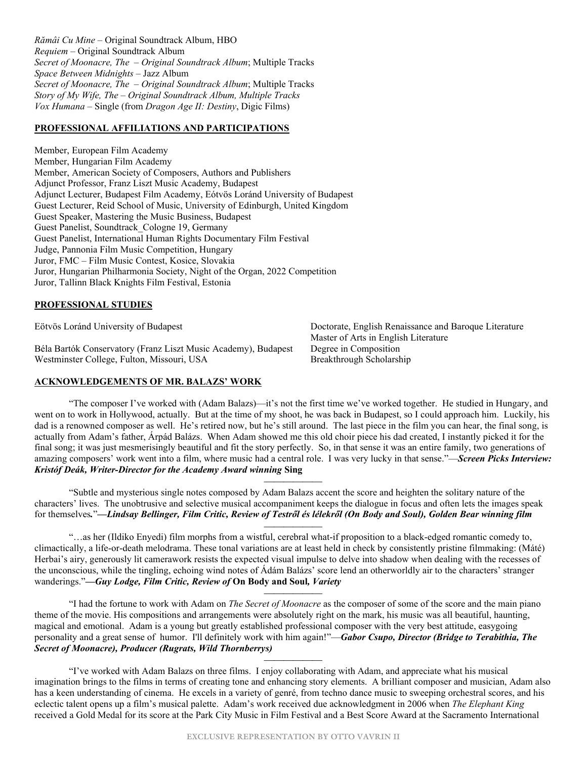*Rămâi Cu Mine* – Original Soundtrack Album, HBO
*Requiem* – Original Soundtrack Album
*Secret of Moonacre, The – Original Soundtrack Album*; Multiple Tracks
*Space Between Midnights* – Jazz Album
*Secret of Moonacre, The – Original Soundtrack Album*; Multiple Tracks
*Story of My Wife, The – Original Soundtrack Album, Multiple Tracks*
*Vox Humana* – Single (from *Dragon Age II: Destiny*, Digic Films)

## PROFESSIONAL AFFILIATIONS AND PARTICIPATIONS

Member, European Film Academy
Member, Hungarian Film Academy
Member, American Society of Composers, Authors and Publishers
Adjunct Professor, Franz Liszt Music Academy, Budapest
Adjunct Lecturer, Budapest Film Academy, Eötvös Loránd University of Budapest
Guest Lecturer, Reid School of Music, University of Edinburgh, United Kingdom
Guest Speaker, Mastering the Music Business, Budapest
Guest Panelist, Soundtrack_Cologne 19, Germany
Guest Panelist, International Human Rights Documentary Film Festival
Judge, Pannonia Film Music Competition, Hungary
Juror, FMC – Film Music Contest, Kosice, Slovakia
Juror, Hungarian Philharmonia Society, Night of the Organ, 2022 Competition
Juror, Tallinn Black Knights Film Festival, Estonia

## PROFESSIONAL STUDIES

| | |
|---|---|
| Eötvös Loránd University of Budapest | Doctorate, English Renaissance and Baroque Literature<br>Master of Arts in English Literature |
| Béla Bartók Conservatory (Franz Liszt Music Academy), Budapest | Degree in Composition |
| Westminster College, Fulton, Missouri, USA | Breakthrough Scholarship |

## ACKNOWLEDGEMENTS OF MR. BALAZS' WORK

"The composer I've worked with (Adam Balazs)—it's not the first time we've worked together. He studied in Hungary, and went on to work in Hollywood, actually. But at the time of my shoot, he was back in Budapest, so I could approach him. Luckily, his dad is a renowned composer as well. He's retired now, but he's still around. The last piece in the film you can hear, the final song, is actually from Adam's father, Árpád Balázs. When Adam showed me this old choir piece his dad created, I instantly picked it for the final song; it was just mesmerisingly beautiful and fit the story perfectly. So, in that sense it was an entire family, two generations of amazing composers' work went into a film, where music had a central role. I was very lucky in that sense."—***Screen Picks Interview: Kristóf Deák, Writer-Director for the Academy Award winning* Sing**

———

"Subtle and mysterious single notes composed by Adam Balazs accent the score and heighten the solitary nature of the characters' lives. The unobtrusive and selective musical accompaniment keeps the dialogue in focus and often lets the images speak for themselves."***—Lindsay Bellinger, Film Critic, Review of Testről és lélekről (On Body and Soul), Golden Bear winning film***

———

"…as her (Ildiko Enyedi) film morphs from a wistful, cerebral what-if proposition to a black-edged romantic comedy to, climactically, a life-or-death melodrama. These tonal variations are at least held in check by consistently pristine filmmaking: (Máté) Herbai's airy, generously lit camerawork resists the expected visual impulse to delve into shadow when dealing with the recesses of the unconscious, while the tingling, echoing wind notes of Ádám Balázs' score lend an otherworldly air to the characters' stranger wanderings."***—Guy Lodge, Film Critic, Review of* On Body and Soul*, Variety***

———

"I had the fortune to work with Adam on *The Secret of Moonacre* as the composer of some of the score and the main piano theme of the movie. His compositions and arrangements were absolutely right on the mark, his music was all beautiful, haunting, magical and emotional. Adam is a young but greatly established professional composer with the very best attitude, easygoing personality and a great sense of humor. I'll definitely work with him again!"—***Gabor Csupo, Director (Bridge to Terabithia, The Secret of Moonacre), Producer (Rugrats, Wild Thornberrys)***

———

"I've worked with Adam Balazs on three films. I enjoy collaborating with Adam, and appreciate what his musical imagination brings to the films in terms of creating tone and enhancing story elements. A brilliant composer and musician, Adam also has a keen understanding of cinema. He excels in a variety of genré, from techno dance music to sweeping orchestral scores, and his eclectic talent opens up a film's musical palette. Adam's work received due acknowledgment in 2006 when *The Elephant King* received a Gold Medal for its score at the Park City Music in Film Festival and a Best Score Award at the Sacramento International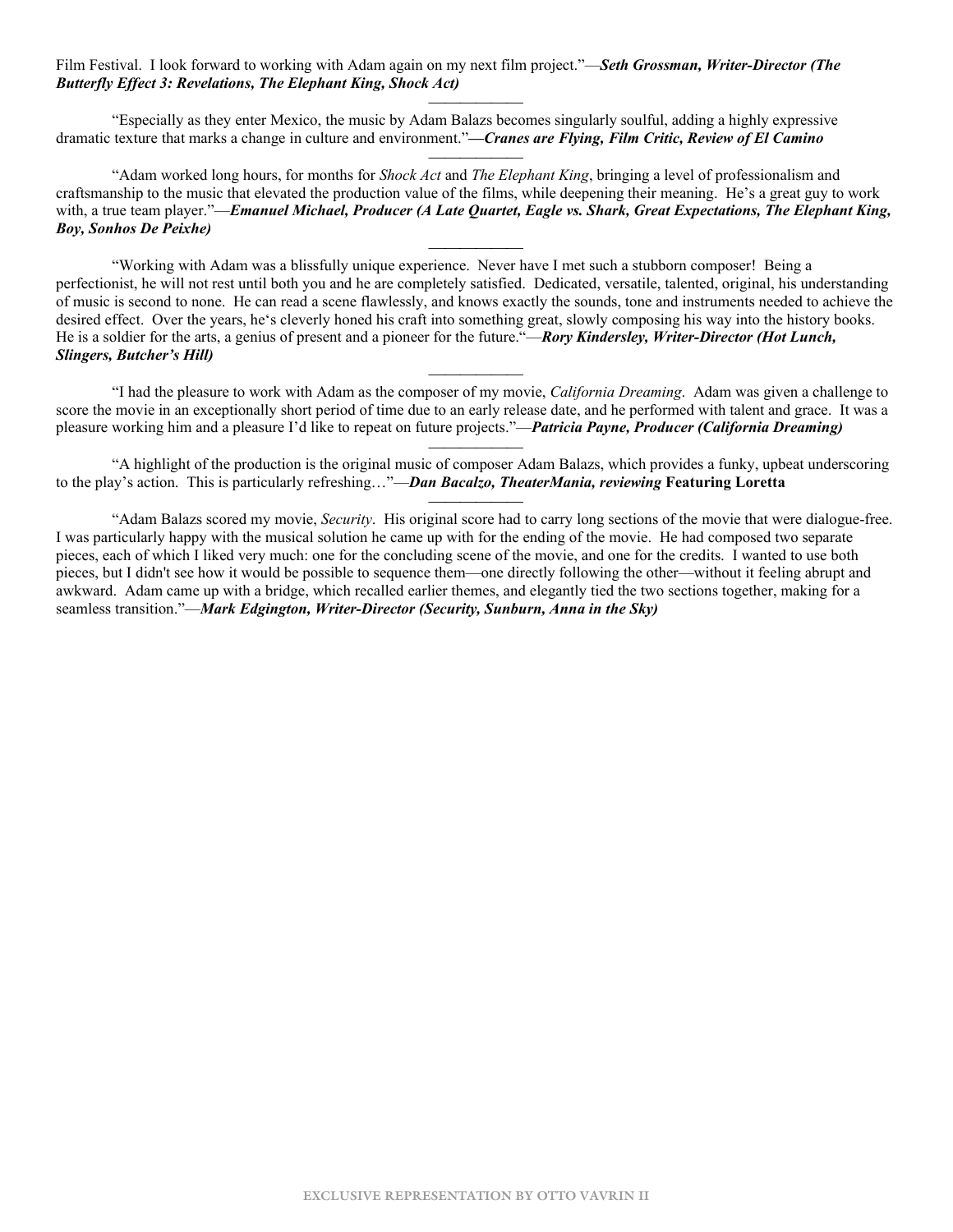Film Festival. I look forward to working with Adam again on my next film project."—***Seth Grossman, Writer-Director (The Butterfly Effect 3: Revelations, The Elephant King, Shock Act)***

---

"Especially as they enter Mexico, the music by Adam Balazs becomes singularly soulful, adding a highly expressive dramatic texture that marks a change in culture and environment."***—Cranes are Flying, Film Critic, Review of El Camino***

---

"Adam worked long hours, for months for *Shock Act* and *The Elephant King*, bringing a level of professionalism and craftsmanship to the music that elevated the production value of the films, while deepening their meaning. He's a great guy to work with, a true team player."—***Emanuel Michael, Producer (A Late Quartet, Eagle vs. Shark, Great Expectations, The Elephant King, Boy, Sonhos De Peixhe)***

---

"Working with Adam was a blissfully unique experience. Never have I met such a stubborn composer! Being a perfectionist, he will not rest until both you and he are completely satisfied. Dedicated, versatile, talented, original, his understanding of music is second to none. He can read a scene flawlessly, and knows exactly the sounds, tone and instruments needed to achieve the desired effect. Over the years, he's cleverly honed his craft into something great, slowly composing his way into the history books. He is a soldier for the arts, a genius of present and a pioneer for the future."—***Rory Kindersley, Writer-Director (Hot Lunch, Slingers, Butcher's Hill)***

---

"I had the pleasure to work with Adam as the composer of my movie, *California Dreaming*. Adam was given a challenge to score the movie in an exceptionally short period of time due to an early release date, and he performed with talent and grace. It was a pleasure working him and a pleasure I'd like to repeat on future projects."—***Patricia Payne, Producer (California Dreaming)***

---

"A highlight of the production is the original music of composer Adam Balazs, which provides a funky, upbeat underscoring to the play's action. This is particularly refreshing…"—***Dan Bacalzo, TheaterMania, reviewing*** **Featuring Loretta**

---

"Adam Balazs scored my movie, *Security*. His original score had to carry long sections of the movie that were dialogue-free. I was particularly happy with the musical solution he came up with for the ending of the movie. He had composed two separate pieces, each of which I liked very much: one for the concluding scene of the movie, and one for the credits. I wanted to use both pieces, but I didn't see how it would be possible to sequence them—one directly following the other—without it feeling abrupt and awkward. Adam came up with a bridge, which recalled earlier themes, and elegantly tied the two sections together, making for a seamless transition."—***Mark Edgington, Writer-Director (Security, Sunburn, Anna in the Sky)***